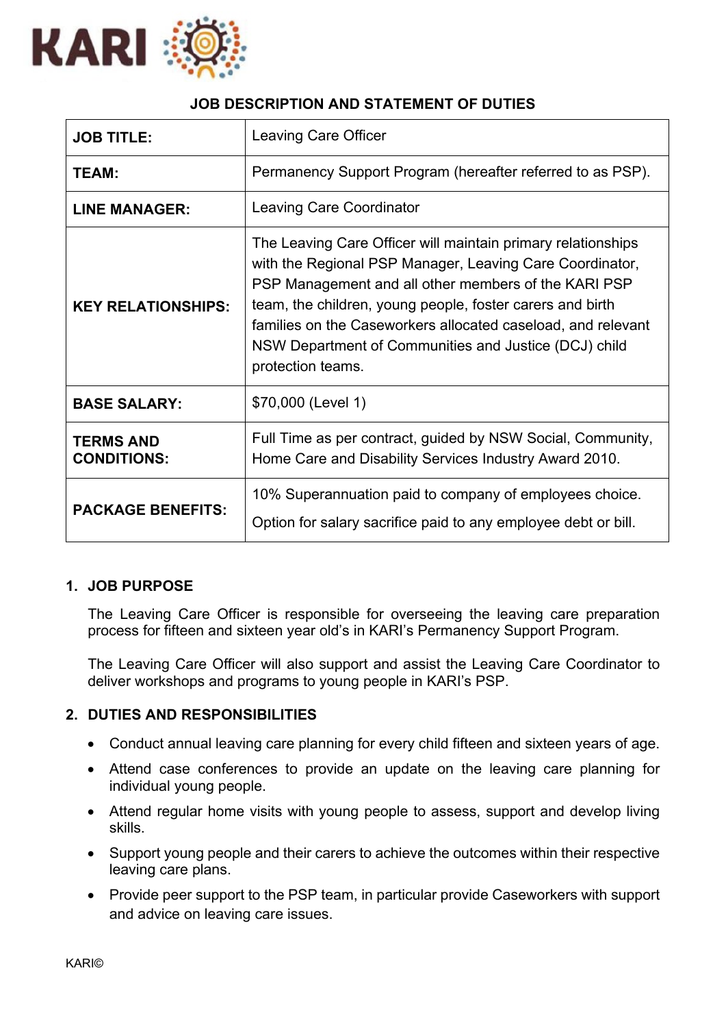KARI

# JOB DESCRIPTION AND STATEMENT OF DUTIES

| | |
|---|---|
| **JOB TITLE:** | Leaving Care Officer |
| **TEAM:** | Permanency Support Program (hereafter referred to as PSP). |
| **LINE MANAGER:** | Leaving Care Coordinator |
| **KEY RELATIONSHIPS:** | The Leaving Care Officer will maintain primary relationships with the Regional PSP Manager, Leaving Care Coordinator, PSP Management and all other members of the KARI PSP team, the children, young people, foster carers and birth families on the Caseworkers allocated caseload, and relevant NSW Department of Communities and Justice (DCJ) child protection teams. |
| **BASE SALARY:** | $70,000 (Level 1) |
| **TERMS AND CONDITIONS:** | Full Time as per contract, guided by NSW Social, Community, Home Care and Disability Services Industry Award 2010. |
| **PACKAGE BENEFITS:** | 10% Superannuation paid to company of employees choice. Option for salary sacrifice paid to any employee debt or bill. |

## 1. JOB PURPOSE

The Leaving Care Officer is responsible for overseeing the leaving care preparation process for fifteen and sixteen year old's in KARI's Permanency Support Program.

The Leaving Care Officer will also support and assist the Leaving Care Coordinator to deliver workshops and programs to young people in KARI's PSP.

## 2. DUTIES AND RESPONSIBILITIES

- Conduct annual leaving care planning for every child fifteen and sixteen years of age.
- Attend case conferences to provide an update on the leaving care planning for individual young people.
- Attend regular home visits with young people to assess, support and develop living skills.
- Support young people and their carers to achieve the outcomes within their respective leaving care plans.
- Provide peer support to the PSP team, in particular provide Caseworkers with support and advice on leaving care issues.

KARI©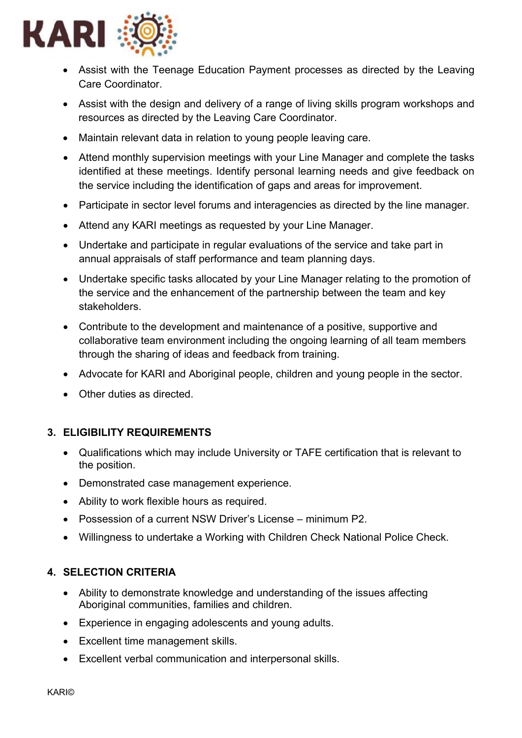- Assist with the Teenage Education Payment processes as directed by the Leaving Care Coordinator.
- Assist with the design and delivery of a range of living skills program workshops and resources as directed by the Leaving Care Coordinator.
- Maintain relevant data in relation to young people leaving care.
- Attend monthly supervision meetings with your Line Manager and complete the tasks identified at these meetings. Identify personal learning needs and give feedback on the service including the identification of gaps and areas for improvement.
- Participate in sector level forums and interagencies as directed by the line manager.
- Attend any KARI meetings as requested by your Line Manager.
- Undertake and participate in regular evaluations of the service and take part in annual appraisals of staff performance and team planning days.
- Undertake specific tasks allocated by your Line Manager relating to the promotion of the service and the enhancement of the partnership between the team and key stakeholders.
- Contribute to the development and maintenance of a positive, supportive and collaborative team environment including the ongoing learning of all team members through the sharing of ideas and feedback from training.
- Advocate for KARI and Aboriginal people, children and young people in the sector.
- Other duties as directed.

## 3. ELIGIBILITY REQUIREMENTS

- Qualifications which may include University or TAFE certification that is relevant to the position.
- Demonstrated case management experience.
- Ability to work flexible hours as required.
- Possession of a current NSW Driver's License – minimum P2.
- Willingness to undertake a Working with Children Check National Police Check.

## 4. SELECTION CRITERIA

- Ability to demonstrate knowledge and understanding of the issues affecting Aboriginal communities, families and children.
- Experience in engaging adolescents and young adults.
- Excellent time management skills.
- Excellent verbal communication and interpersonal skills.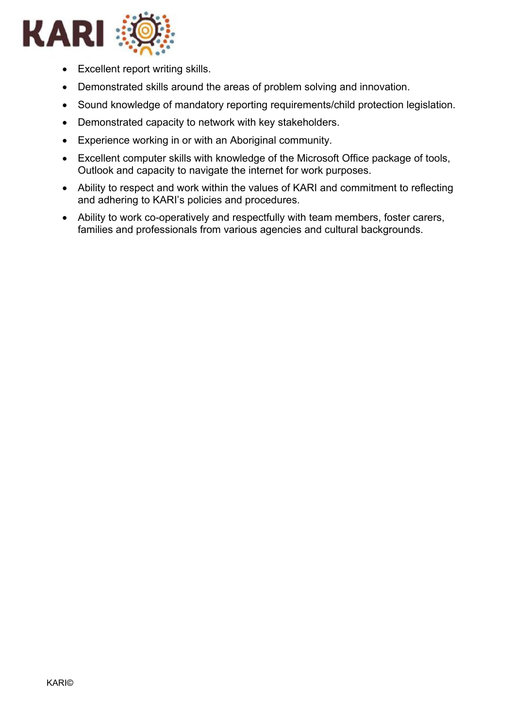- Excellent report writing skills.
- Demonstrated skills around the areas of problem solving and innovation.
- Sound knowledge of mandatory reporting requirements/child protection legislation.
- Demonstrated capacity to network with key stakeholders.
- Experience working in or with an Aboriginal community.
- Excellent computer skills with knowledge of the Microsoft Office package of tools, Outlook and capacity to navigate the internet for work purposes.
- Ability to respect and work within the values of KARI and commitment to reflecting and adhering to KARI's policies and procedures.
- Ability to work co-operatively and respectfully with team members, foster carers, families and professionals from various agencies and cultural backgrounds.